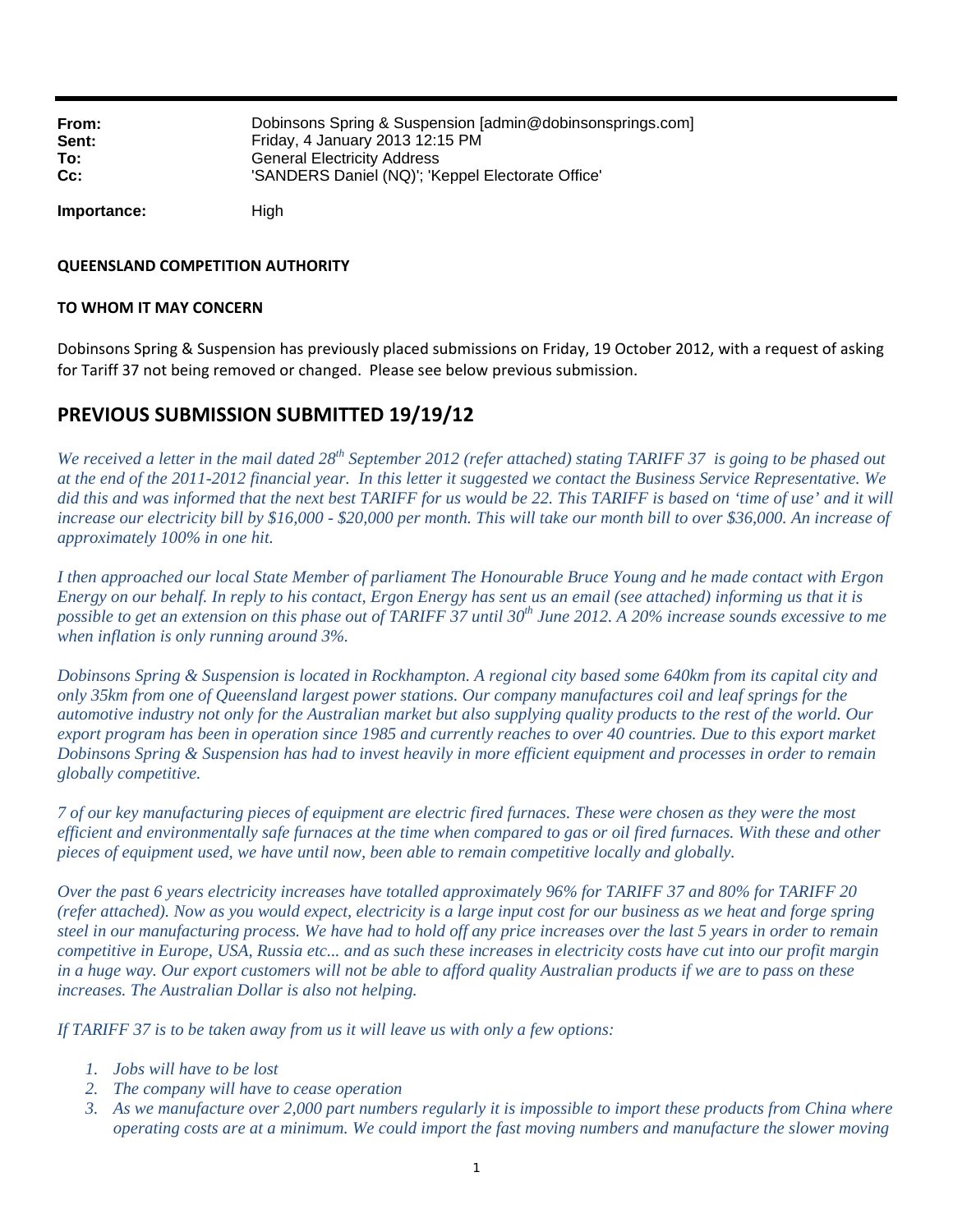| | |
|---|---|
| **From:** | Dobinsons Spring & Suspension [admin@dobinsonsprings.com] |
| **Sent:** | Friday, 4 January 2013 12:15 PM |
| **To:** | General Electricity Address |
| **Cc:** | 'SANDERS Daniel (NQ)'; 'Keppel Electorate Office' |
| **Importance:** | High |

**QUEENSLAND COMPETITION AUTHORITY**

**TO WHOM IT MAY CONCERN**

Dobinsons Spring & Suspension has previously placed submissions on Friday, 19 October 2012, with a request of asking for Tariff 37 not being removed or changed. Please see below previous submission.

## PREVIOUS SUBMISSION SUBMITTED 19/19/12

*We received a letter in the mail dated 28th September 2012 (refer attached) stating TARIFF 37 is going to be phased out at the end of the 2011-2012 financial year. In this letter it suggested we contact the Business Service Representative. We did this and was informed that the next best TARIFF for us would be 22. This TARIFF is based on 'time of use' and it will increase our electricity bill by $16,000 - $20,000 per month. This will take our month bill to over $36,000. An increase of approximately 100% in one hit.*

*I then approached our local State Member of parliament The Honourable Bruce Young and he made contact with Ergon Energy on our behalf. In reply to his contact, Ergon Energy has sent us an email (see attached) informing us that it is possible to get an extension on this phase out of TARIFF 37 until 30th June 2012. A 20% increase sounds excessive to me when inflation is only running around 3%.*

*Dobinsons Spring & Suspension is located in Rockhampton. A regional city based some 640km from its capital city and only 35km from one of Queensland largest power stations. Our company manufactures coil and leaf springs for the automotive industry not only for the Australian market but also supplying quality products to the rest of the world. Our export program has been in operation since 1985 and currently reaches to over 40 countries. Due to this export market Dobinsons Spring & Suspension has had to invest heavily in more efficient equipment and processes in order to remain globally competitive.*

*7 of our key manufacturing pieces of equipment are electric fired furnaces. These were chosen as they were the most efficient and environmentally safe furnaces at the time when compared to gas or oil fired furnaces. With these and other pieces of equipment used, we have until now, been able to remain competitive locally and globally.*

*Over the past 6 years electricity increases have totalled approximately 96% for TARIFF 37 and 80% for TARIFF 20 (refer attached). Now as you would expect, electricity is a large input cost for our business as we heat and forge spring steel in our manufacturing process. We have had to hold off any price increases over the last 5 years in order to remain competitive in Europe, USA, Russia etc... and as such these increases in electricity costs have cut into our profit margin in a huge way. Our export customers will not be able to afford quality Australian products if we are to pass on these increases. The Australian Dollar is also not helping.*

*If TARIFF 37 is to be taken away from us it will leave us with only a few options:*

1. *Jobs will have to be lost*
2. *The company will have to cease operation*
3. *As we manufacture over 2,000 part numbers regularly it is impossible to import these products from China where operating costs are at a minimum. We could import the fast moving numbers and manufacture the slower moving*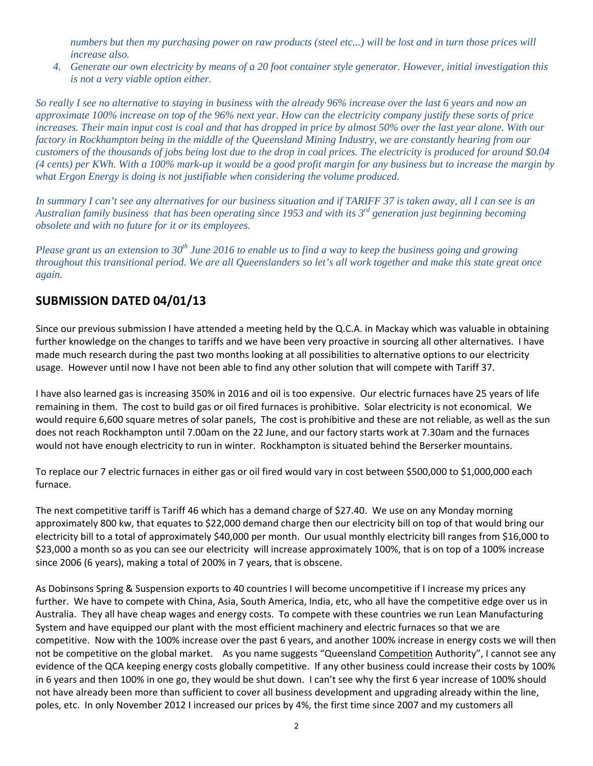*numbers but then my purchasing power on raw products (steel etc...) will be lost and in turn those prices will increase also.*

4. *Generate our own electricity by means of a 20 foot container style generator. However, initial investigation this is not a very viable option either.*

*So really I see no alternative to staying in business with the already 96% increase over the last 6 years and now an approximate 100% increase on top of the 96% next year. How can the electricity company justify these sorts of price increases. Their main input cost is coal and that has dropped in price by almost 50% over the last year alone. With our factory in Rockhampton being in the middle of the Queensland Mining Industry, we are constantly hearing from our customers of the thousands of jobs being lost due to the drop in coal prices. The electricity is produced for around $0.04 (4 cents) per KWh. With a 100% mark-up it would be a good profit margin for any business but to increase the margin by what Ergon Energy is doing is not justifiable when considering the volume produced.*

*In summary I can't see any alternatives for our business situation and if TARIFF 37 is taken away, all I can see is an Australian family business that has been operating since 1953 and with its 3rd generation just beginning becoming obsolete and with no future for it or its employees.*

*Please grant us an extension to 30th June 2016 to enable us to find a way to keep the business going and growing throughout this transitional period. We are all Queenslanders so let's all work together and make this state great once again.*

## SUBMISSION DATED 04/01/13

Since our previous submission I have attended a meeting held by the Q.C.A. in Mackay which was valuable in obtaining further knowledge on the changes to tariffs and we have been very proactive in sourcing all other alternatives. I have made much research during the past two months looking at all possibilities to alternative options to our electricity usage. However until now I have not been able to find any other solution that will compete with Tariff 37.

I have also learned gas is increasing 350% in 2016 and oil is too expensive. Our electric furnaces have 25 years of life remaining in them. The cost to build gas or oil fired furnaces is prohibitive. Solar electricity is not economical. We would require 6,600 square metres of solar panels, The cost is prohibitive and these are not reliable, as well as the sun does not reach Rockhampton until 7.00am on the 22 June, and our factory starts work at 7.30am and the furnaces would not have enough electricity to run in winter. Rockhampton is situated behind the Berserker mountains.

To replace our 7 electric furnaces in either gas or oil fired would vary in cost between $500,000 to $1,000,000 each furnace.

The next competitive tariff is Tariff 46 which has a demand charge of $27.40. We use on any Monday morning approximately 800 kw, that equates to $22,000 demand charge then our electricity bill on top of that would bring our electricity bill to a total of approximately $40,000 per month. Our usual monthly electricity bill ranges from $16,000 to $23,000 a month so as you can see our electricity will increase approximately 100%, that is on top of a 100% increase since 2006 (6 years), making a total of 200% in 7 years, that is obscene.

As Dobinsons Spring & Suspension exports to 40 countries I will become uncompetitive if I increase my prices any further. We have to compete with China, Asia, South America, India, etc, who all have the competitive edge over us in Australia. They all have cheap wages and energy costs. To compete with these countries we run Lean Manufacturing System and have equipped our plant with the most efficient machinery and electric furnaces so that we are competitive. Now with the 100% increase over the past 6 years, and another 100% increase in energy costs we will then not be competitive on the global market. As you name suggests "Queensland Competition Authority", I cannot see any evidence of the QCA keeping energy costs globally competitive. If any other business could increase their costs by 100% in 6 years and then 100% in one go, they would be shut down. I can't see why the first 6 year increase of 100% should not have already been more than sufficient to cover all business development and upgrading already within the line, poles, etc. In only November 2012 I increased our prices by 4%, the first time since 2007 and my customers all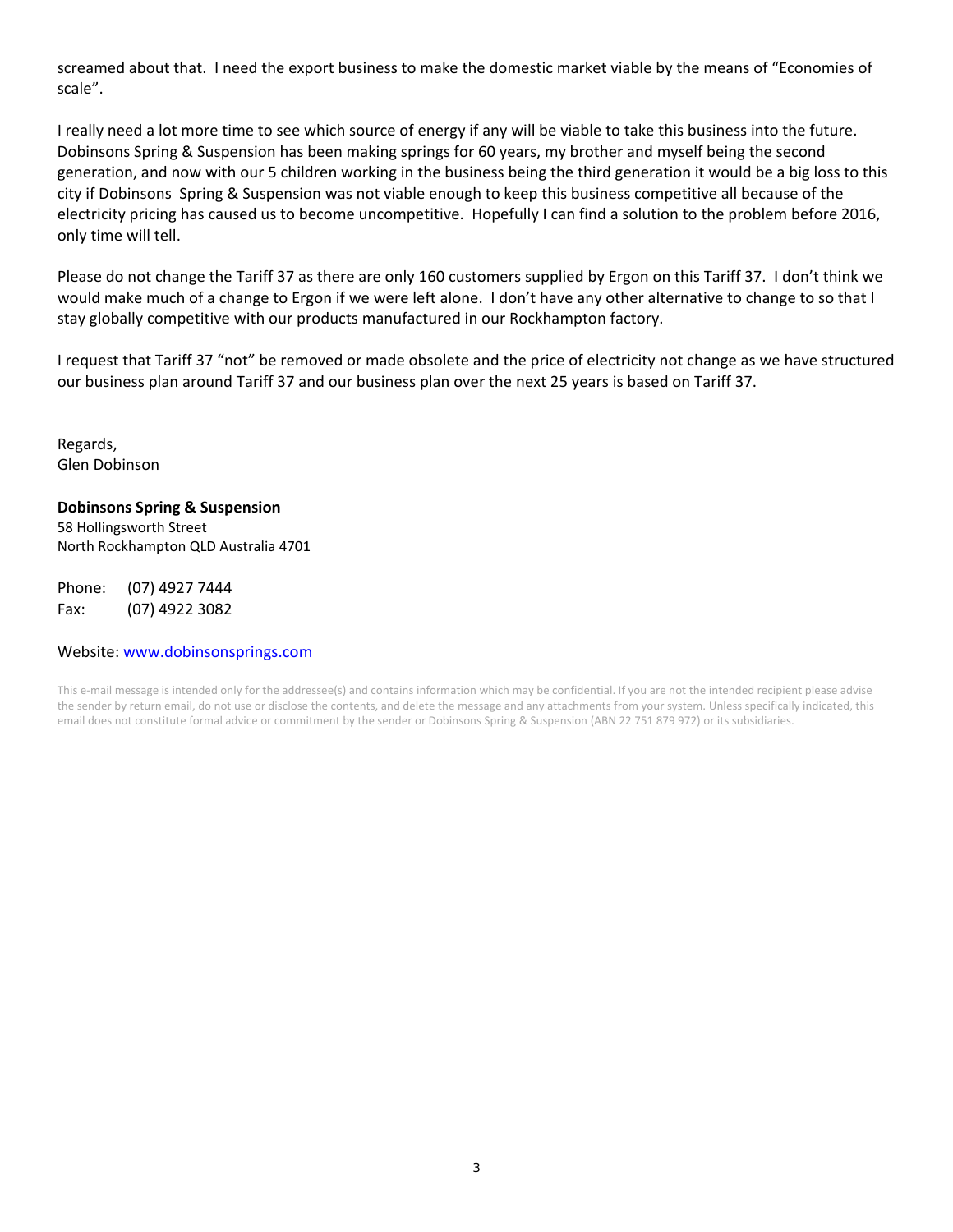screamed about that. I need the export business to make the domestic market viable by the means of "Economies of scale".

I really need a lot more time to see which source of energy if any will be viable to take this business into the future. Dobinsons Spring & Suspension has been making springs for 60 years, my brother and myself being the second generation, and now with our 5 children working in the business being the third generation it would be a big loss to this city if Dobinsons Spring & Suspension was not viable enough to keep this business competitive all because of the electricity pricing has caused us to become uncompetitive. Hopefully I can find a solution to the problem before 2016, only time will tell.

Please do not change the Tariff 37 as there are only 160 customers supplied by Ergon on this Tariff 37. I don't think we would make much of a change to Ergon if we were left alone. I don't have any other alternative to change to so that I stay globally competitive with our products manufactured in our Rockhampton factory.

I request that Tariff 37 "not" be removed or made obsolete and the price of electricity not change as we have structured our business plan around Tariff 37 and our business plan over the next 25 years is based on Tariff 37.

Regards,
Glen Dobinson

**Dobinsons Spring & Suspension**
58 Hollingsworth Street
North Rockhampton QLD Australia 4701

Phone: (07) 4927 7444
Fax: (07) 4922 3082

Website: [www.dobinsonsprings.com](http://www.dobinsonsprings.com)

This e-mail message is intended only for the addressee(s) and contains information which may be confidential. If you are not the intended recipient please advise the sender by return email, do not use or disclose the contents, and delete the message and any attachments from your system. Unless specifically indicated, this email does not constitute formal advice or commitment by the sender or Dobinsons Spring & Suspension (ABN 22 751 879 972) or its subsidiaries.